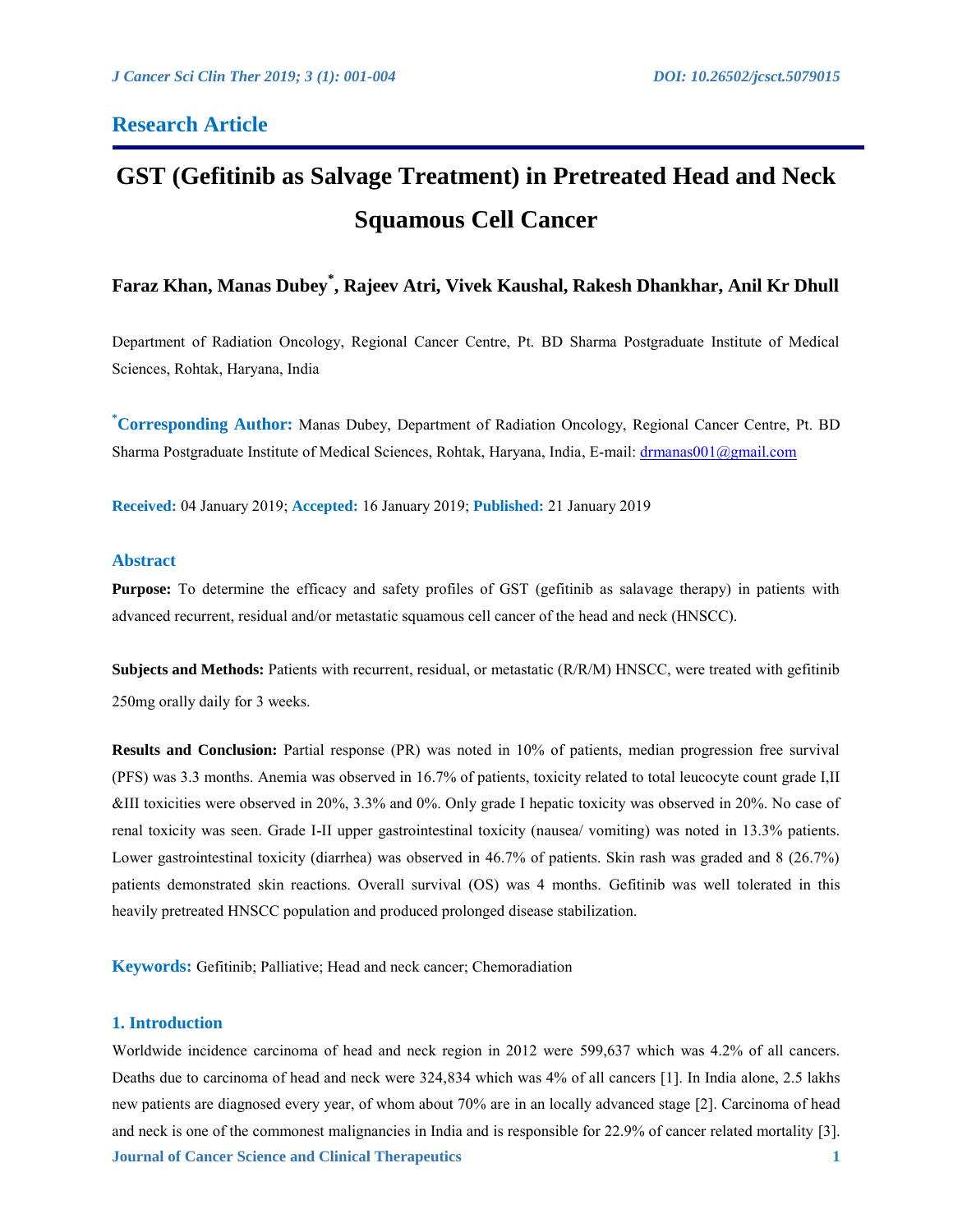**Research Article**

# GST (Gefitinib as Salvage Treatment) in Pretreated Head and Neck Squamous Cell Cancer

**Faraz Khan, Manas Dubey*, Rajeev Atri, Vivek Kaushal, Rakesh Dhankhar, Anil Kr Dhull**

Department of Radiation Oncology, Regional Cancer Centre, Pt. BD Sharma Postgraduate Institute of Medical Sciences, Rohtak, Haryana, India

***Corresponding Author:** Manas Dubey, Department of Radiation Oncology, Regional Cancer Centre, Pt. BD Sharma Postgraduate Institute of Medical Sciences, Rohtak, Haryana, India, E-mail: drmanas001@gmail.com

**Received:** 04 January 2019; **Accepted:** 16 January 2019; **Published:** 21 January 2019

## Abstract

**Purpose:** To determine the efficacy and safety profiles of GST (gefitinib as salavage therapy) in patients with advanced recurrent, residual and/or metastatic squamous cell cancer of the head and neck (HNSCC).

**Subjects and Methods:** Patients with recurrent, residual, or metastatic (R/R/M) HNSCC, were treated with gefitinib 250mg orally daily for 3 weeks.

**Results and Conclusion:** Partial response (PR) was noted in 10% of patients, median progression free survival (PFS) was 3.3 months. Anemia was observed in 16.7% of patients, toxicity related to total leucocyte count grade I,II &III toxicities were observed in 20%, 3.3% and 0%. Only grade I hepatic toxicity was observed in 20%. No case of renal toxicity was seen. Grade I-II upper gastrointestinal toxicity (nausea/ vomiting) was noted in 13.3% patients. Lower gastrointestinal toxicity (diarrhea) was observed in 46.7% of patients. Skin rash was graded and 8 (26.7%) patients demonstrated skin reactions. Overall survival (OS) was 4 months. Gefitinib was well tolerated in this heavily pretreated HNSCC population and produced prolonged disease stabilization.

**Keywords:** Gefitinib; Palliative; Head and neck cancer; Chemoradiation

## 1. Introduction

Worldwide incidence carcinoma of head and neck region in 2012 were 599,637 which was 4.2% of all cancers. Deaths due to carcinoma of head and neck were 324,834 which was 4% of all cancers [1]. In India alone, 2.5 lakhs new patients are diagnosed every year, of whom about 70% are in an locally advanced stage [2]. Carcinoma of head and neck is one of the commonest malignancies in India and is responsible for 22.9% of cancer related mortality [3].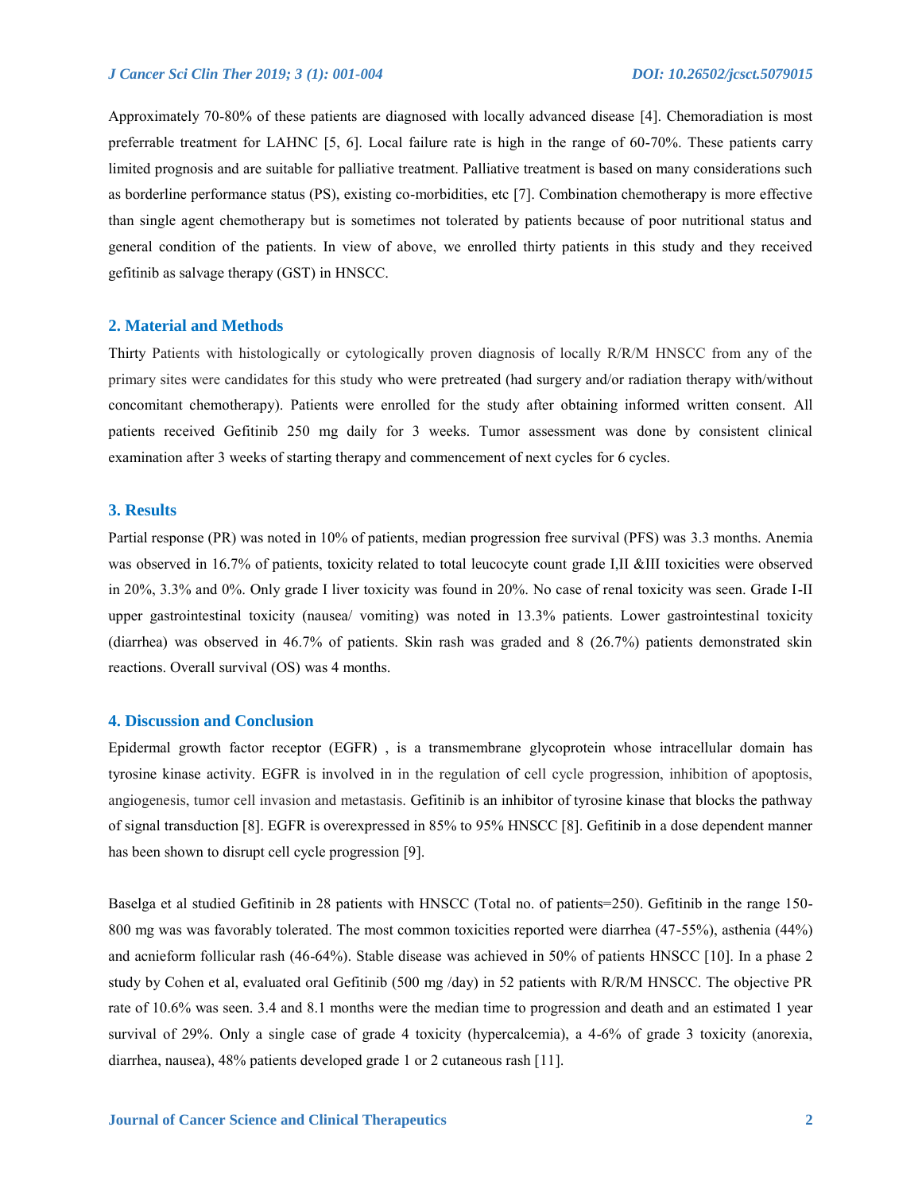Approximately 70-80% of these patients are diagnosed with locally advanced disease [4]. Chemoradiation is most preferrable treatment for LAHNC [5, 6]. Local failure rate is high in the range of 60-70%. These patients carry limited prognosis and are suitable for palliative treatment. Palliative treatment is based on many considerations such as borderline performance status (PS), existing co-morbidities, etc [7]. Combination chemotherapy is more effective than single agent chemotherapy but is sometimes not tolerated by patients because of poor nutritional status and general condition of the patients. In view of above, we enrolled thirty patients in this study and they received gefitinib as salvage therapy (GST) in HNSCC.

## 2. Material and Methods

Thirty Patients with histologically or cytologically proven diagnosis of locally R/R/M HNSCC from any of the primary sites were candidates for this study who were pretreated (had surgery and/or radiation therapy with/without concomitant chemotherapy). Patients were enrolled for the study after obtaining informed written consent. All patients received Gefitinib 250 mg daily for 3 weeks. Tumor assessment was done by consistent clinical examination after 3 weeks of starting therapy and commencement of next cycles for 6 cycles.

## 3. Results

Partial response (PR) was noted in 10% of patients, median progression free survival (PFS) was 3.3 months. Anemia was observed in 16.7% of patients, toxicity related to total leucocyte count grade I,II &III toxicities were observed in 20%, 3.3% and 0%. Only grade I liver toxicity was found in 20%. No case of renal toxicity was seen. Grade I-II upper gastrointestinal toxicity (nausea/ vomiting) was noted in 13.3% patients. Lower gastrointestinal toxicity (diarrhea) was observed in 46.7% of patients. Skin rash was graded and 8 (26.7%) patients demonstrated skin reactions. Overall survival (OS) was 4 months.

## 4. Discussion and Conclusion

Epidermal growth factor receptor (EGFR) , is a transmembrane glycoprotein whose intracellular domain has tyrosine kinase activity. EGFR is involved in in the regulation of cell cycle progression, inhibition of apoptosis, angiogenesis, tumor cell invasion and metastasis. Gefitinib is an inhibitor of tyrosine kinase that blocks the pathway of signal transduction [8]. EGFR is overexpressed in 85% to 95% HNSCC [8]. Gefitinib in a dose dependent manner has been shown to disrupt cell cycle progression [9].

Baselga et al studied Gefitinib in 28 patients with HNSCC (Total no. of patients=250). Gefitinib in the range 150-800 mg was was favorably tolerated. The most common toxicities reported were diarrhea (47-55%), asthenia (44%) and acnieform follicular rash (46-64%). Stable disease was achieved in 50% of patients HNSCC [10]. In a phase 2 study by Cohen et al, evaluated oral Gefitinib (500 mg /day) in 52 patients with R/R/M HNSCC. The objective PR rate of 10.6% was seen. 3.4 and 8.1 months were the median time to progression and death and an estimated 1 year survival of 29%. Only a single case of grade 4 toxicity (hypercalcemia), a 4-6% of grade 3 toxicity (anorexia, diarrhea, nausea), 48% patients developed grade 1 or 2 cutaneous rash [11].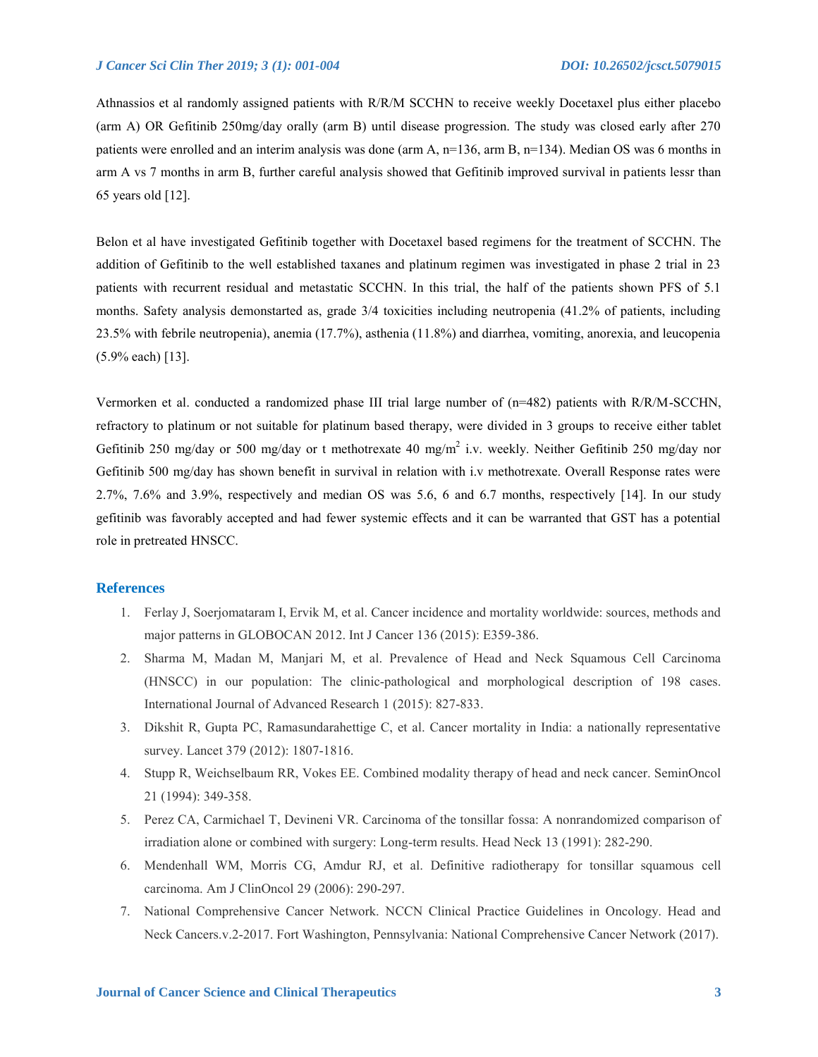Athnassios et al randomly assigned patients with R/R/M SCCHN to receive weekly Docetaxel plus either placebo (arm A) OR Gefitinib 250mg/day orally (arm B) until disease progression. The study was closed early after 270 patients were enrolled and an interim analysis was done (arm A, n=136, arm B, n=134). Median OS was 6 months in arm A vs 7 months in arm B, further careful analysis showed that Gefitinib improved survival in patients lessr than 65 years old [12].

Belon et al have investigated Gefitinib together with Docetaxel based regimens for the treatment of SCCHN. The addition of Gefitinib to the well established taxanes and platinum regimen was investigated in phase 2 trial in 23 patients with recurrent residual and metastatic SCCHN. In this trial, the half of the patients shown PFS of 5.1 months. Safety analysis demonstarted as, grade 3/4 toxicities including neutropenia (41.2% of patients, including 23.5% with febrile neutropenia), anemia (17.7%), asthenia (11.8%) and diarrhea, vomiting, anorexia, and leucopenia (5.9% each) [13].

Vermorken et al. conducted a randomized phase III trial large number of (n=482) patients with R/R/M-SCCHN, refractory to platinum or not suitable for platinum based therapy, were divided in 3 groups to receive either tablet Gefitinib 250 mg/day or 500 mg/day or t methotrexate 40 mg/m$^2$ i.v. weekly. Neither Gefitinib 250 mg/day nor Gefitinib 500 mg/day has shown benefit in survival in relation with i.v methotrexate. Overall Response rates were 2.7%, 7.6% and 3.9%, respectively and median OS was 5.6, 6 and 6.7 months, respectively [14]. In our study gefitinib was favorably accepted and had fewer systemic effects and it can be warranted that GST has a potential role in pretreated HNSCC.

## References

1. Ferlay J, Soerjomataram I, Ervik M, et al. Cancer incidence and mortality worldwide: sources, methods and major patterns in GLOBOCAN 2012. Int J Cancer 136 (2015): E359-386.
2. Sharma M, Madan M, Manjari M, et al. Prevalence of Head and Neck Squamous Cell Carcinoma (HNSCC) in our population: The clinic-pathological and morphological description of 198 cases. International Journal of Advanced Research 1 (2015): 827-833.
3. Dikshit R, Gupta PC, Ramasundarahettige C, et al. Cancer mortality in India: a nationally representative survey. Lancet 379 (2012): 1807-1816.
4. Stupp R, Weichselbaum RR, Vokes EE. Combined modality therapy of head and neck cancer. SeminOncol 21 (1994): 349-358.
5. Perez CA, Carmichael T, Devineni VR. Carcinoma of the tonsillar fossa: A nonrandomized comparison of irradiation alone or combined with surgery: Long-term results. Head Neck 13 (1991): 282-290.
6. Mendenhall WM, Morris CG, Amdur RJ, et al. Definitive radiotherapy for tonsillar squamous cell carcinoma. Am J ClinOncol 29 (2006): 290-297.
7. National Comprehensive Cancer Network. NCCN Clinical Practice Guidelines in Oncology. Head and Neck Cancers.v.2-2017. Fort Washington, Pennsylvania: National Comprehensive Cancer Network (2017).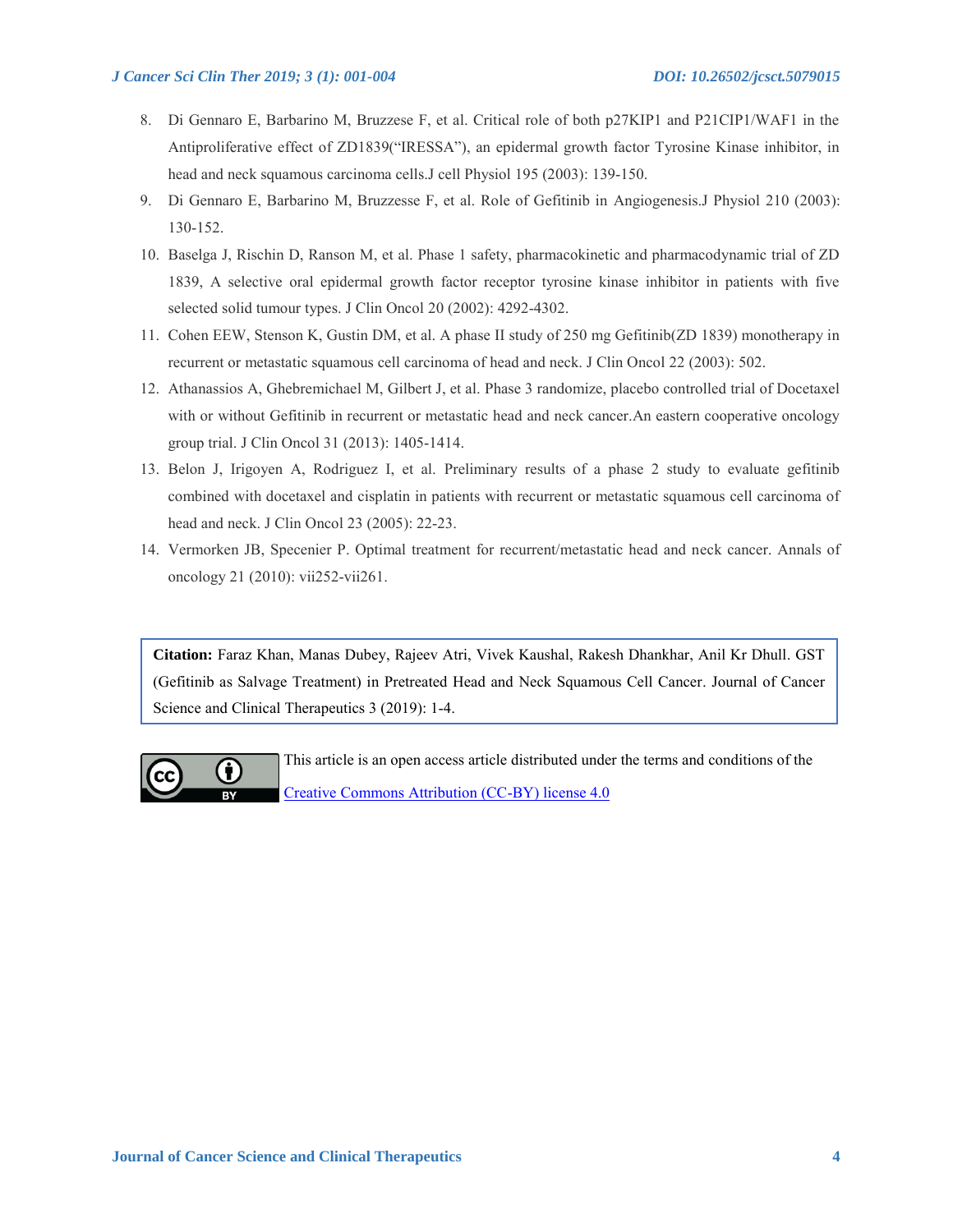8. Di Gennaro E, Barbarino M, Bruzzese F, et al. Critical role of both p27KIP1 and P21CIP1/WAF1 in the Antiproliferative effect of ZD1839(“IRESSA”), an epidermal growth factor Tyrosine Kinase inhibitor, in head and neck squamous carcinoma cells.J cell Physiol 195 (2003): 139-150.
9. Di Gennaro E, Barbarino M, Bruzzesse F, et al. Role of Gefitinib in Angiogenesis.J Physiol 210 (2003): 130-152.
10. Baselga J, Rischin D, Ranson M, et al. Phase 1 safety, pharmacokinetic and pharmacodynamic trial of ZD 1839, A selective oral epidermal growth factor receptor tyrosine kinase inhibitor in patients with five selected solid tumour types. J Clin Oncol 20 (2002): 4292-4302.
11. Cohen EEW, Stenson K, Gustin DM, et al. A phase II study of 250 mg Gefitinib(ZD 1839) monotherapy in recurrent or metastatic squamous cell carcinoma of head and neck. J Clin Oncol 22 (2003): 502.
12. Athanassios A, Ghebremichael M, Gilbert J, et al. Phase 3 randomize, placebo controlled trial of Docetaxel with or without Gefitinib in recurrent or metastatic head and neck cancer.An eastern cooperative oncology group trial. J Clin Oncol 31 (2013): 1405-1414.
13. Belon J, Irigoyen A, Rodriguez I, et al. Preliminary results of a phase 2 study to evaluate gefitinib combined with docetaxel and cisplatin in patients with recurrent or metastatic squamous cell carcinoma of head and neck. J Clin Oncol 23 (2005): 22-23.
14. Vermorken JB, Specenier P. Optimal treatment for recurrent/metastatic head and neck cancer. Annals of oncology 21 (2010): vii252-vii261.

**Citation:** Faraz Khan, Manas Dubey, Rajeev Atri, Vivek Kaushal, Rakesh Dhankhar, Anil Kr Dhull. GST (Gefitinib as Salvage Treatment) in Pretreated Head and Neck Squamous Cell Cancer. Journal of Cancer Science and Clinical Therapeutics 3 (2019): 1-4.

This article is an open access article distributed under the terms and conditions of the [Creative Commons Attribution (CC-BY) license 4.0]